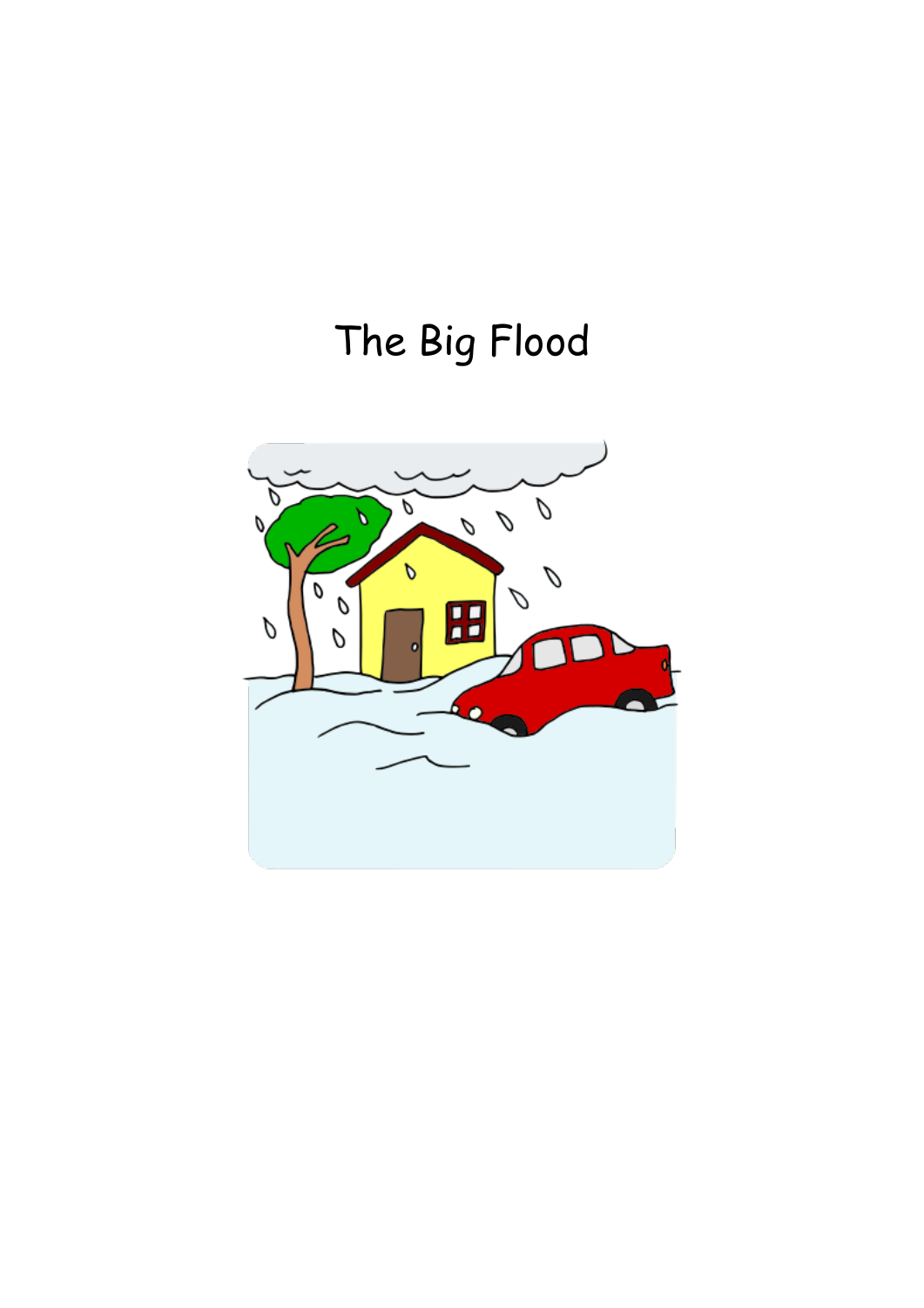# The Big Flood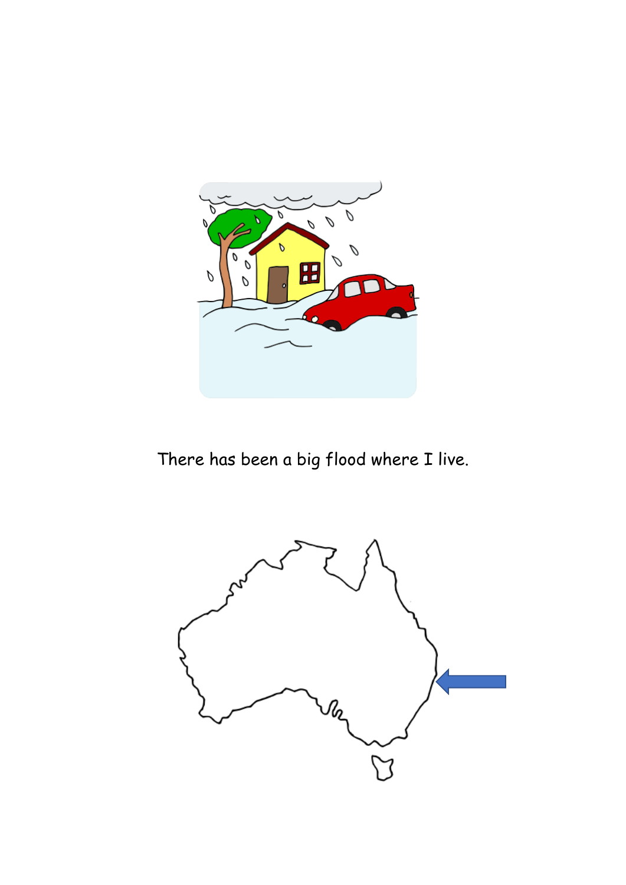There has been a big flood where I live.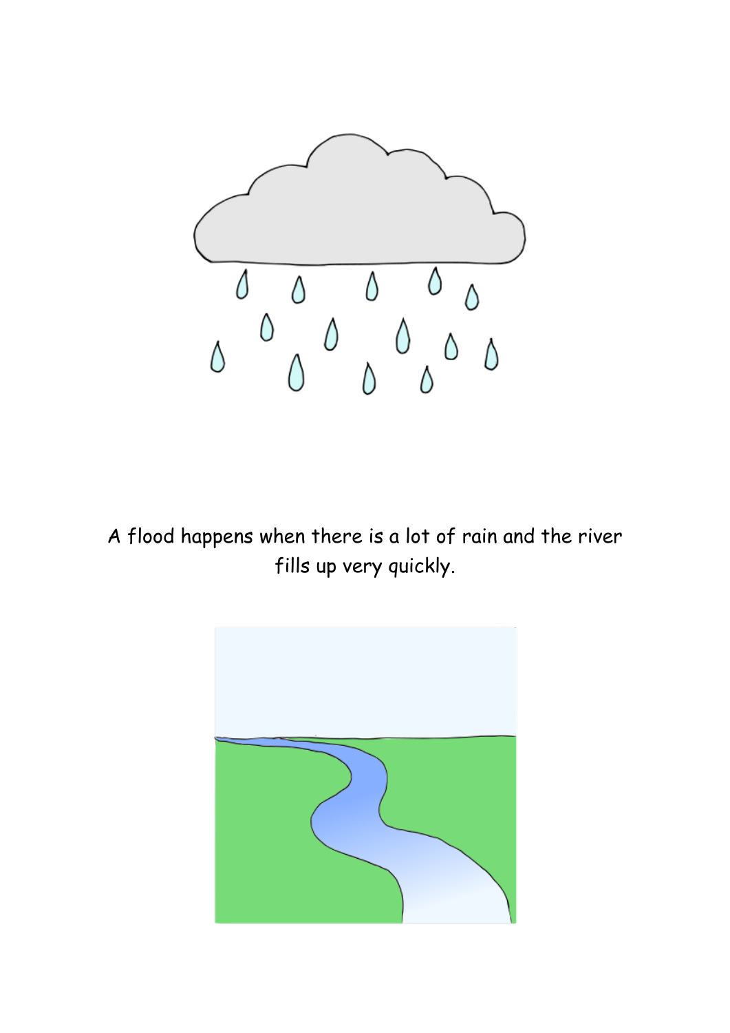A flood happens when there is a lot of rain and the river fills up very quickly.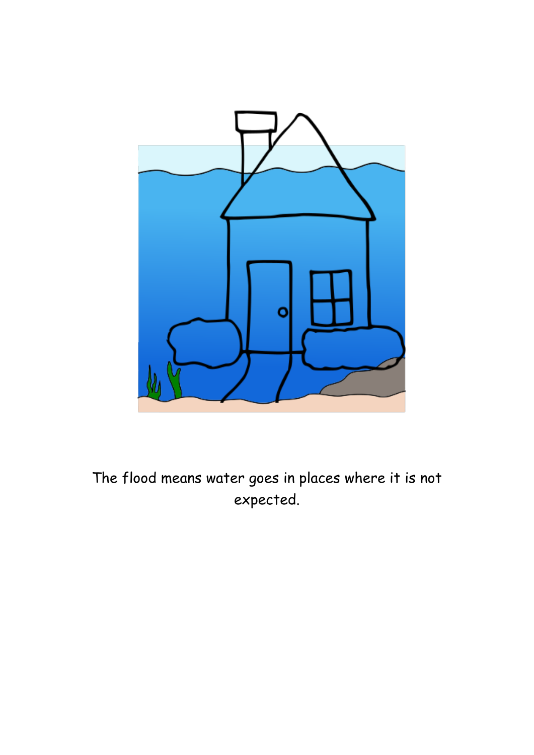The flood means water goes in places where it is not expected.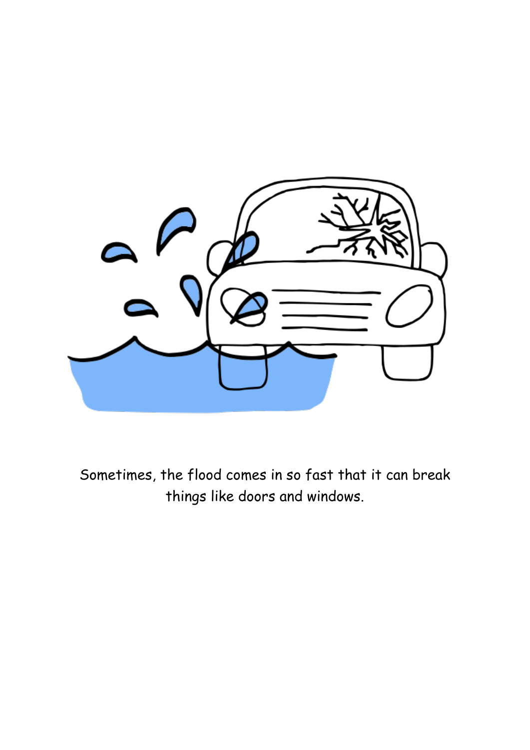Sometimes, the flood comes in so fast that it can break things like doors and windows.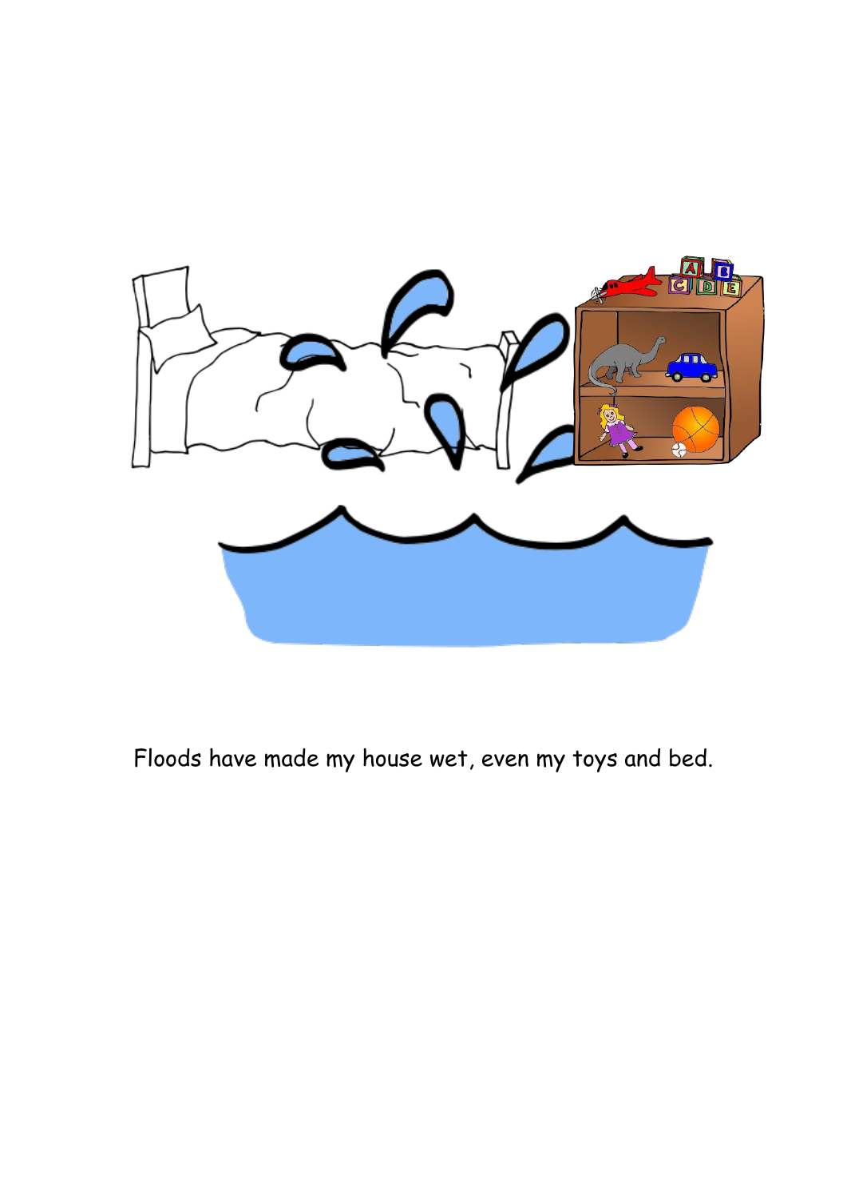Floods have made my house wet, even my toys and bed.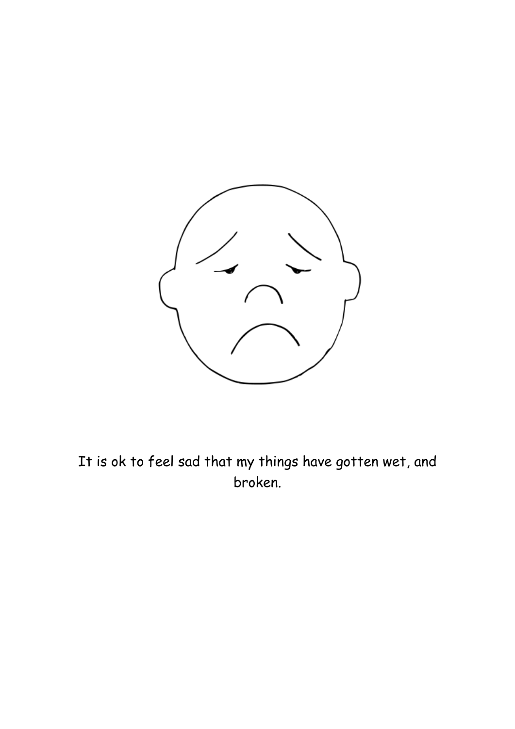It is ok to feel sad that my things have gotten wet, and broken.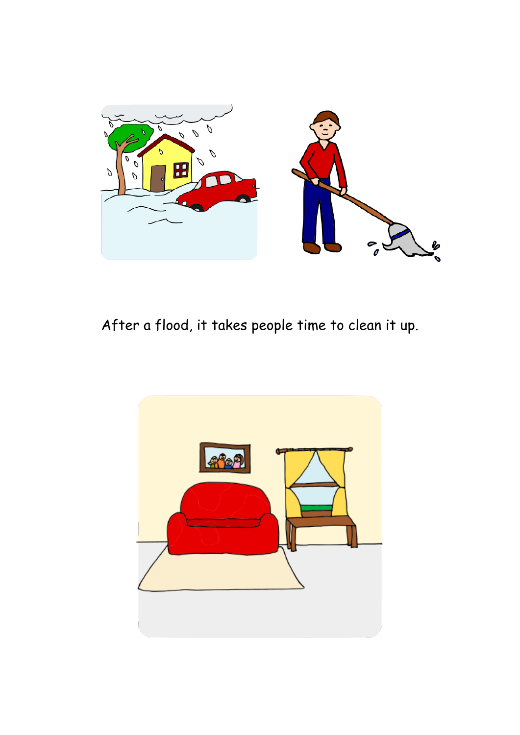After a flood, it takes people time to clean it up.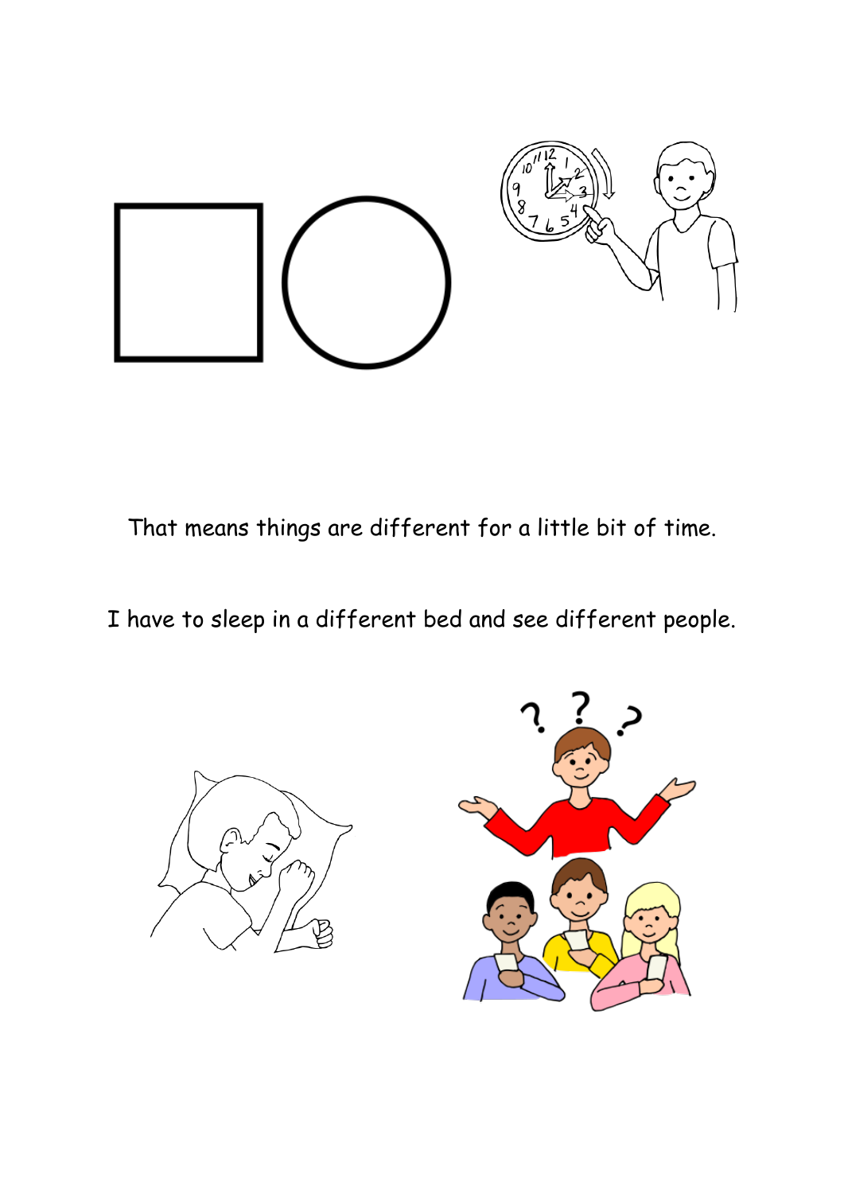That means things are different for a little bit of time.

I have to sleep in a different bed and see different people.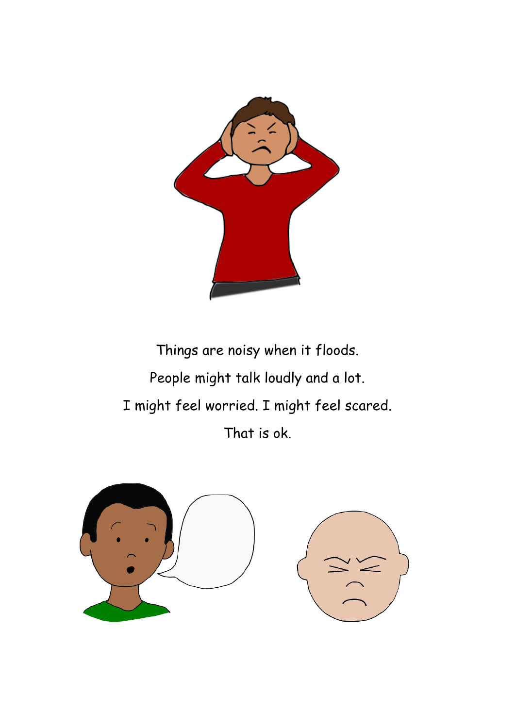Things are noisy when it floods.

People might talk loudly and a lot.

I might feel worried. I might feel scared.

That is ok.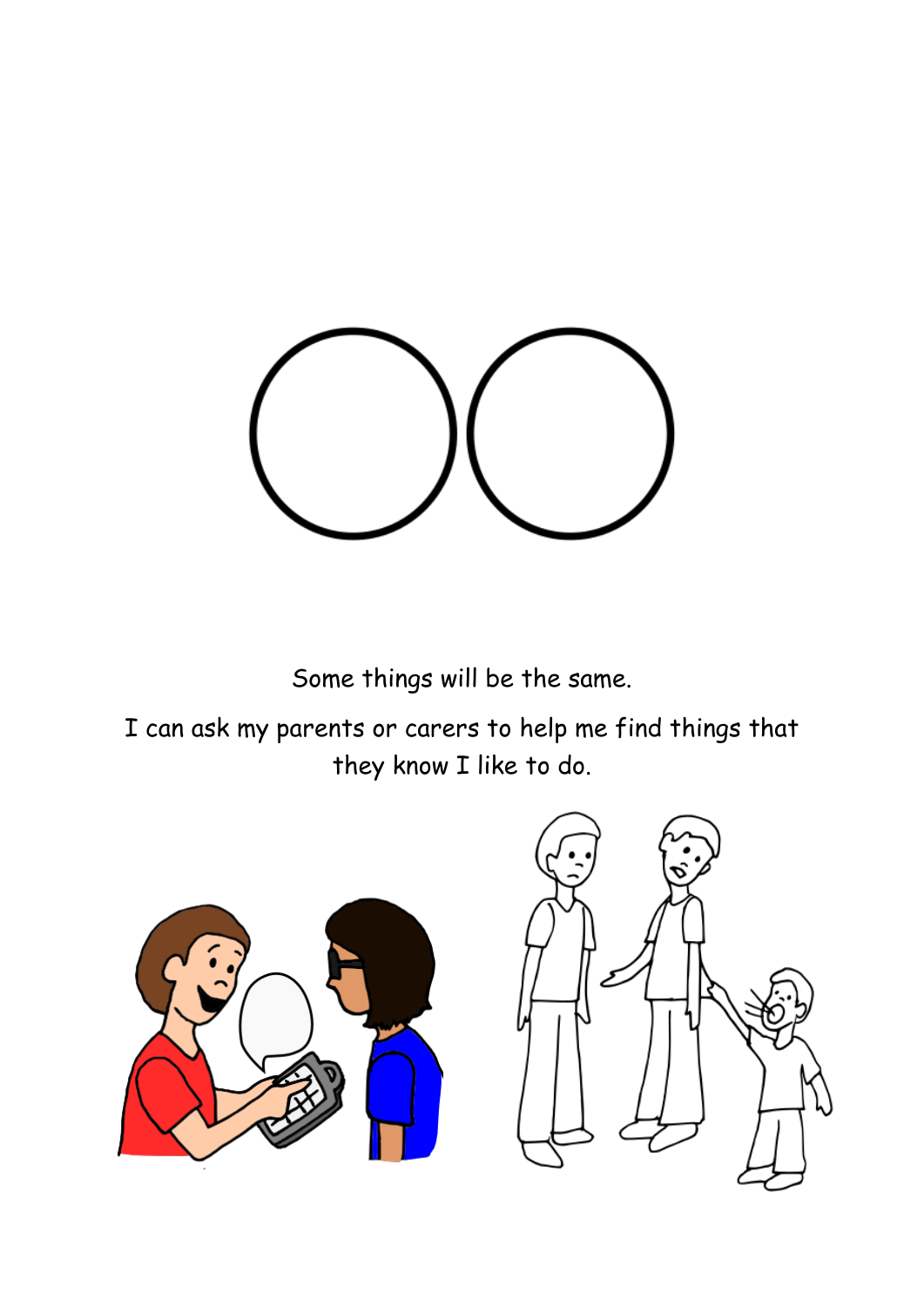Some things will be the same.

I can ask my parents or carers to help me find things that they know I like to do.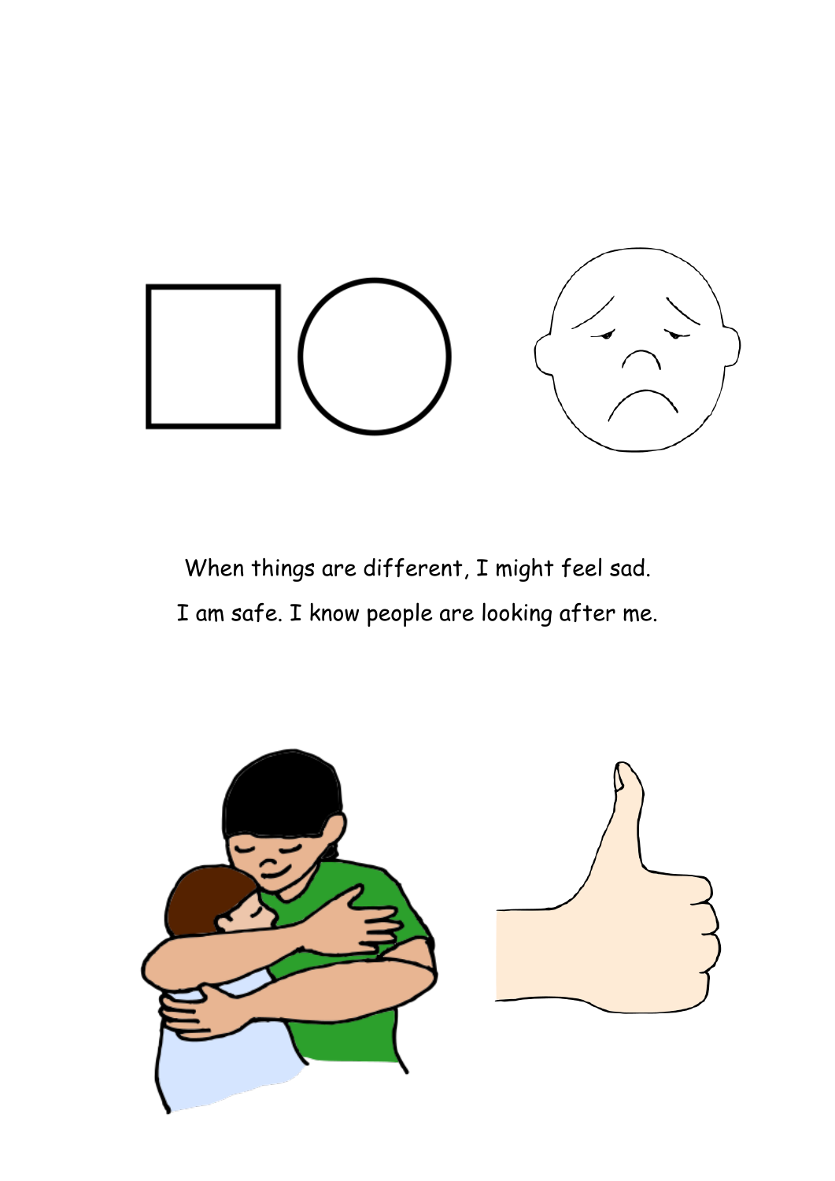When things are different, I might feel sad.

I am safe. I know people are looking after me.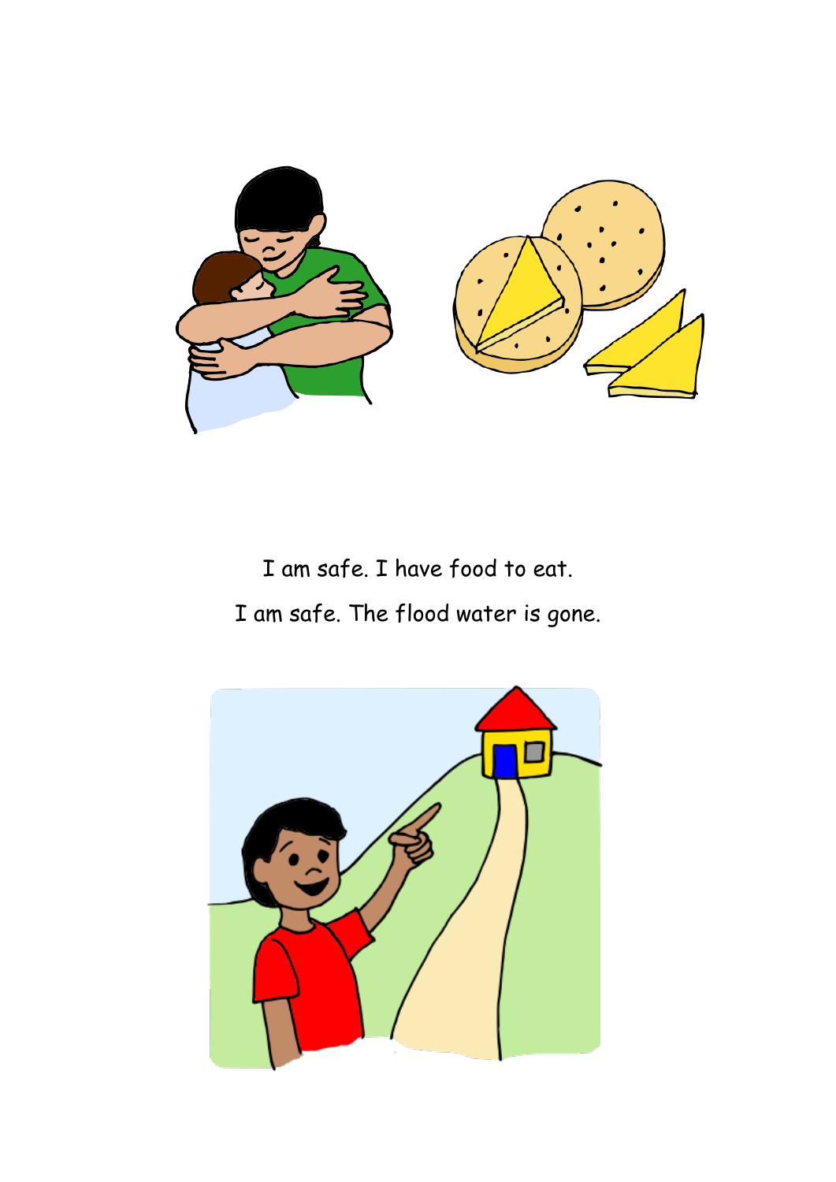I am safe. I have food to eat.

I am safe. The flood water is gone.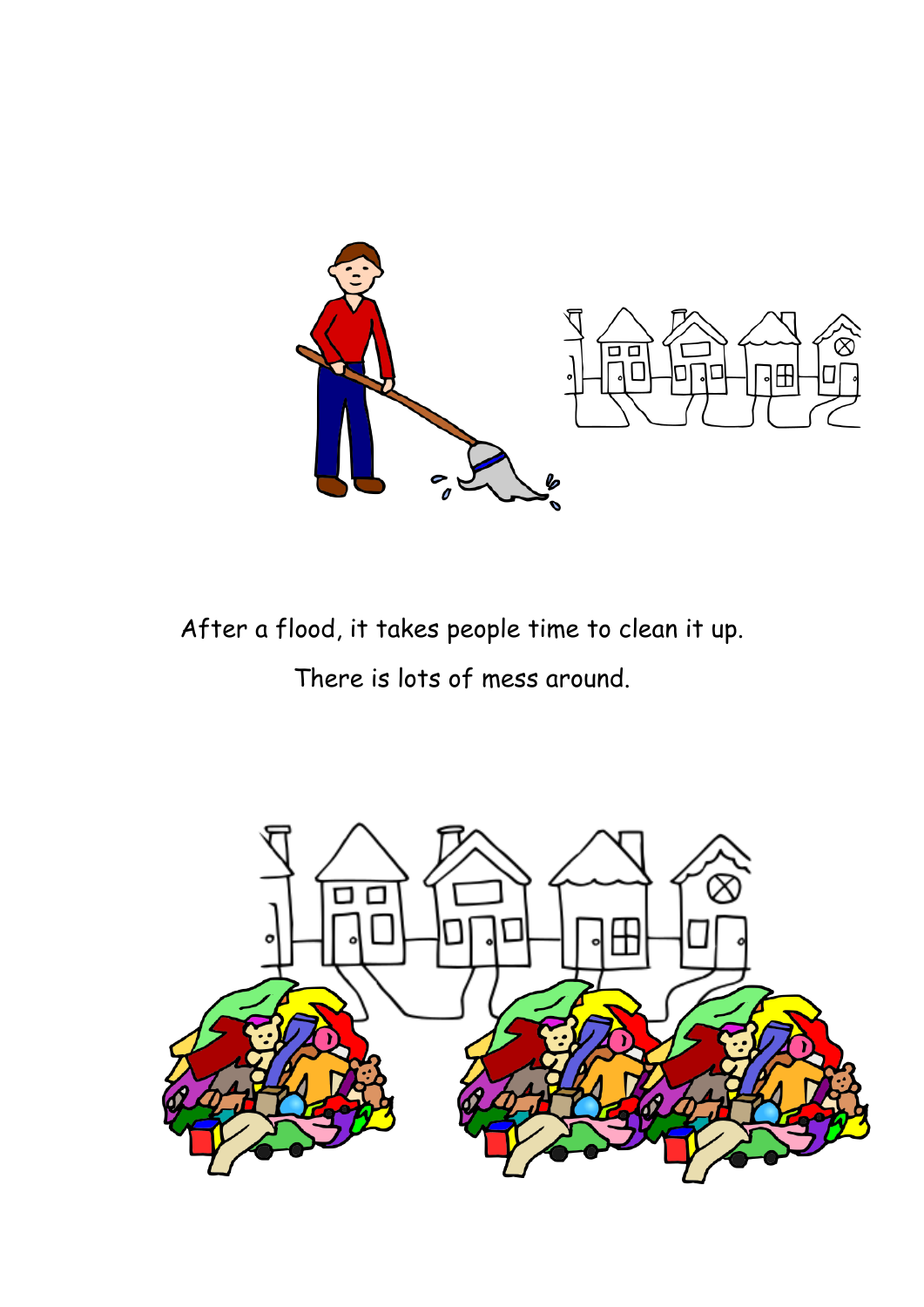After a flood, it takes people time to clean it up.

There is lots of mess around.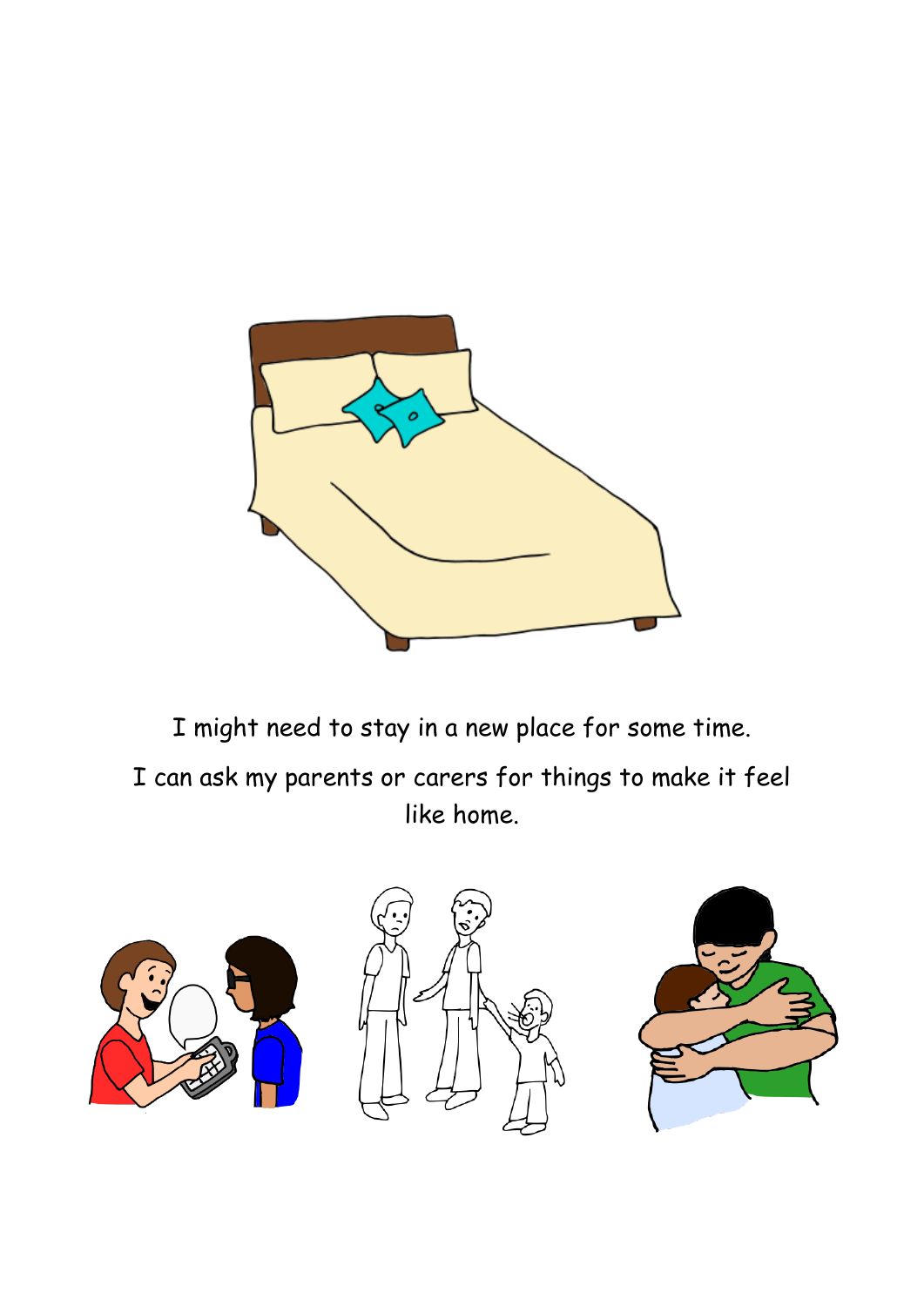I might need to stay in a new place for some time.

I can ask my parents or carers for things to make it feel like home.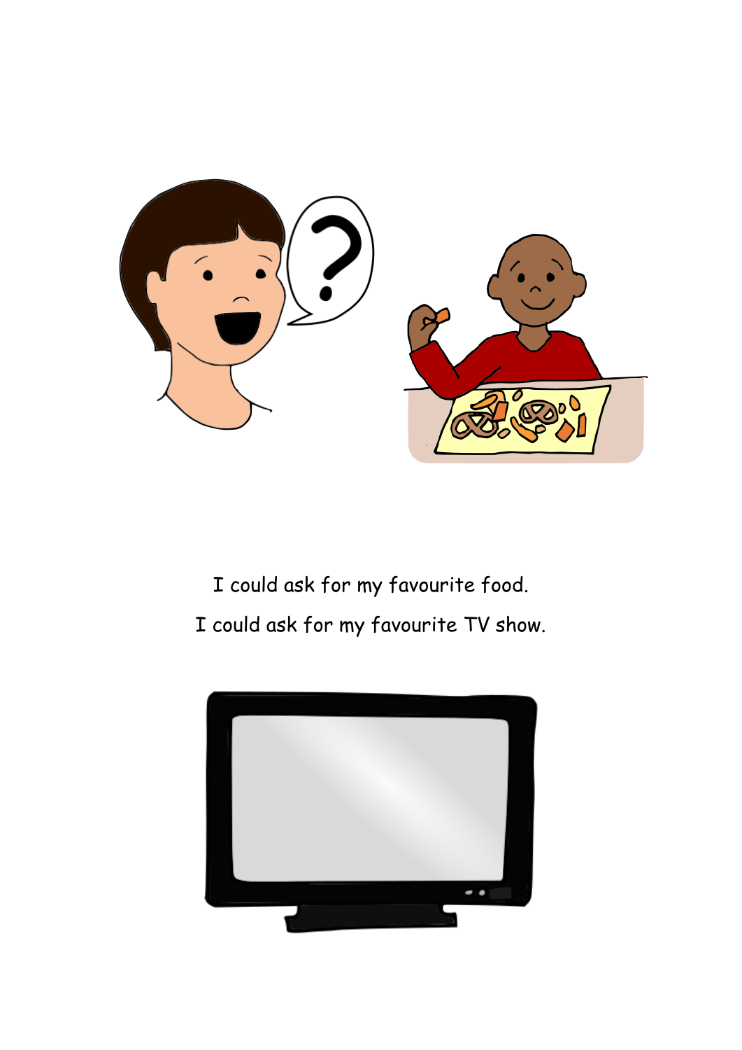I could ask for my favourite food.

I could ask for my favourite TV show.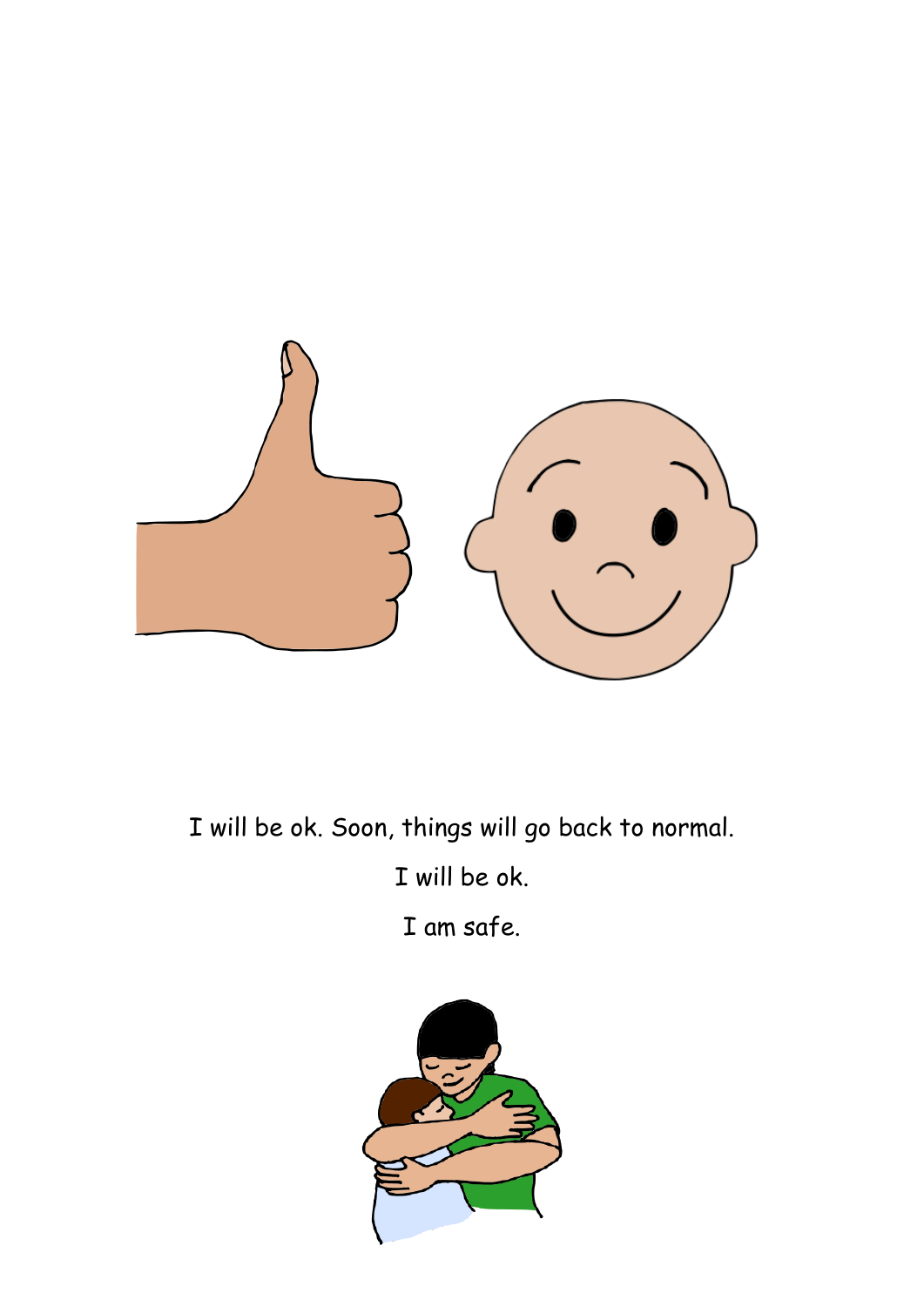I will be ok. Soon, things will go back to normal.

I will be ok.

I am safe.